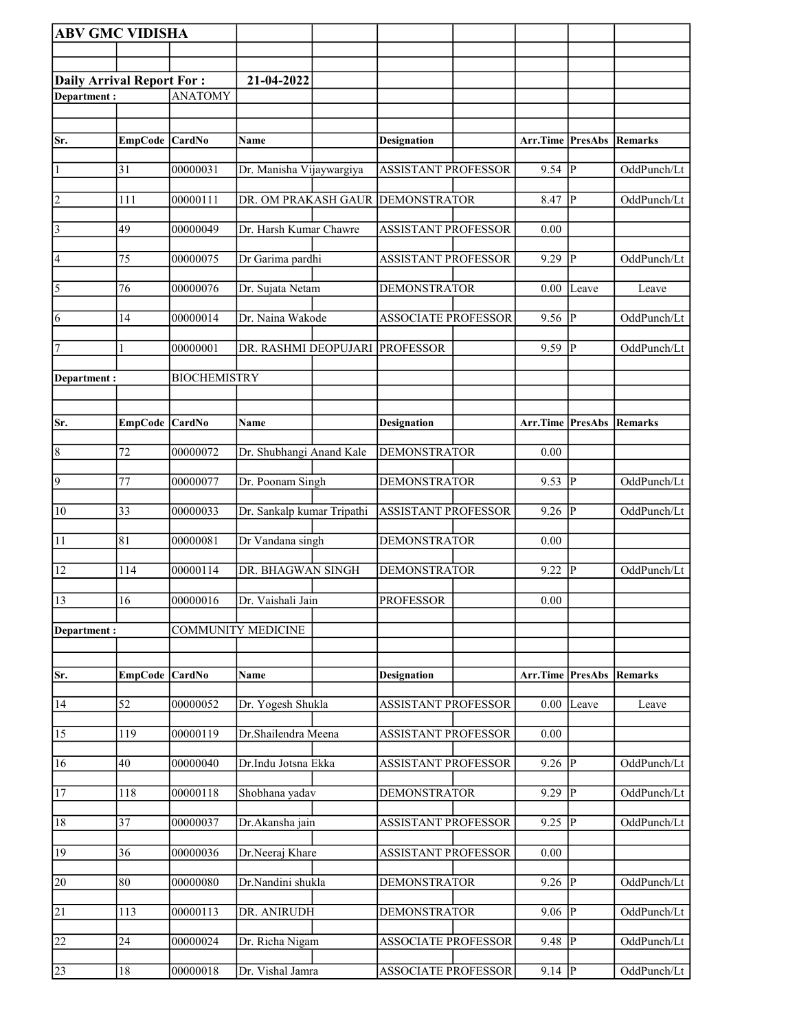**ABV GMC VIDISHA**

**Daily Arrival Report For :** **21-04-2022**

**Department :** ANATOMY

| Sr. | EmpCode | CardNo | Name | Designation | Arr.Time | PresAbs | Remarks |
|---|---|---|---|---|---|---|---|
| 1 | 31 | 00000031 | Dr. Manisha Vijaywargiya | ASSISTANT PROFESSOR | 9.54 | P | OddPunch/Lt |
| 2 | 111 | 00000111 | DR. OM PRAKASH GAUR | DEMONSTRATOR | 8.47 | P | OddPunch/Lt |
| 3 | 49 | 00000049 | Dr. Harsh Kumar Chawre | ASSISTANT PROFESSOR | 0.00 | | |
| 4 | 75 | 00000075 | Dr Garima pardhi | ASSISTANT PROFESSOR | 9.29 | P | OddPunch/Lt |
| 5 | 76 | 00000076 | Dr. Sujata Netam | DEMONSTRATOR | 0.00 | Leave | Leave |
| 6 | 14 | 00000014 | Dr. Naina Wakode | ASSOCIATE PROFESSOR | 9.56 | P | OddPunch/Lt |
| 7 | 1 | 00000001 | DR. RASHMI DEOPUJARI | PROFESSOR | 9.59 | P | OddPunch/Lt |

**Department :** BIOCHEMISTRY

| Sr. | EmpCode | CardNo | Name | Designation | Arr.Time | PresAbs | Remarks |
|---|---|---|---|---|---|---|---|
| 8 | 72 | 00000072 | Dr. Shubhangi Anand Kale | DEMONSTRATOR | 0.00 | | |
| 9 | 77 | 00000077 | Dr. Poonam Singh | DEMONSTRATOR | 9.53 | P | OddPunch/Lt |
| 10 | 33 | 00000033 | Dr. Sankalp kumar Tripathi | ASSISTANT PROFESSOR | 9.26 | P | OddPunch/Lt |
| 11 | 81 | 00000081 | Dr Vandana singh | DEMONSTRATOR | 0.00 | | |
| 12 | 114 | 00000114 | DR. BHAGWAN SINGH | DEMONSTRATOR | 9.22 | P | OddPunch/Lt |
| 13 | 16 | 00000016 | Dr. Vaishali Jain | PROFESSOR | 0.00 | | |

**Department :** COMMUNITY MEDICINE

| Sr. | EmpCode | CardNo | Name | Designation | Arr.Time | PresAbs | Remarks |
|---|---|---|---|---|---|---|---|
| 14 | 52 | 00000052 | Dr. Yogesh Shukla | ASSISTANT PROFESSOR | 0.00 | Leave | Leave |
| 15 | 119 | 00000119 | Dr.Shailendra Meena | ASSISTANT PROFESSOR | 0.00 | | |
| 16 | 40 | 00000040 | Dr.Indu Jotsna Ekka | ASSISTANT PROFESSOR | 9.26 | P | OddPunch/Lt |
| 17 | 118 | 00000118 | Shobhana yadav | DEMONSTRATOR | 9.29 | P | OddPunch/Lt |
| 18 | 37 | 00000037 | Dr.Akansha jain | ASSISTANT PROFESSOR | 9.25 | P | OddPunch/Lt |
| 19 | 36 | 00000036 | Dr.Neeraj Khare | ASSISTANT PROFESSOR | 0.00 | | |
| 20 | 80 | 00000080 | Dr.Nandini shukla | DEMONSTRATOR | 9.26 | P | OddPunch/Lt |
| 21 | 113 | 00000113 | DR. ANIRUDH | DEMONSTRATOR | 9.06 | P | OddPunch/Lt |
| 22 | 24 | 00000024 | Dr. Richa Nigam | ASSOCIATE PROFESSOR | 9.48 | P | OddPunch/Lt |
| 23 | 18 | 00000018 | Dr. Vishal Jamra | ASSOCIATE PROFESSOR | 9.14 | P | OddPunch/Lt |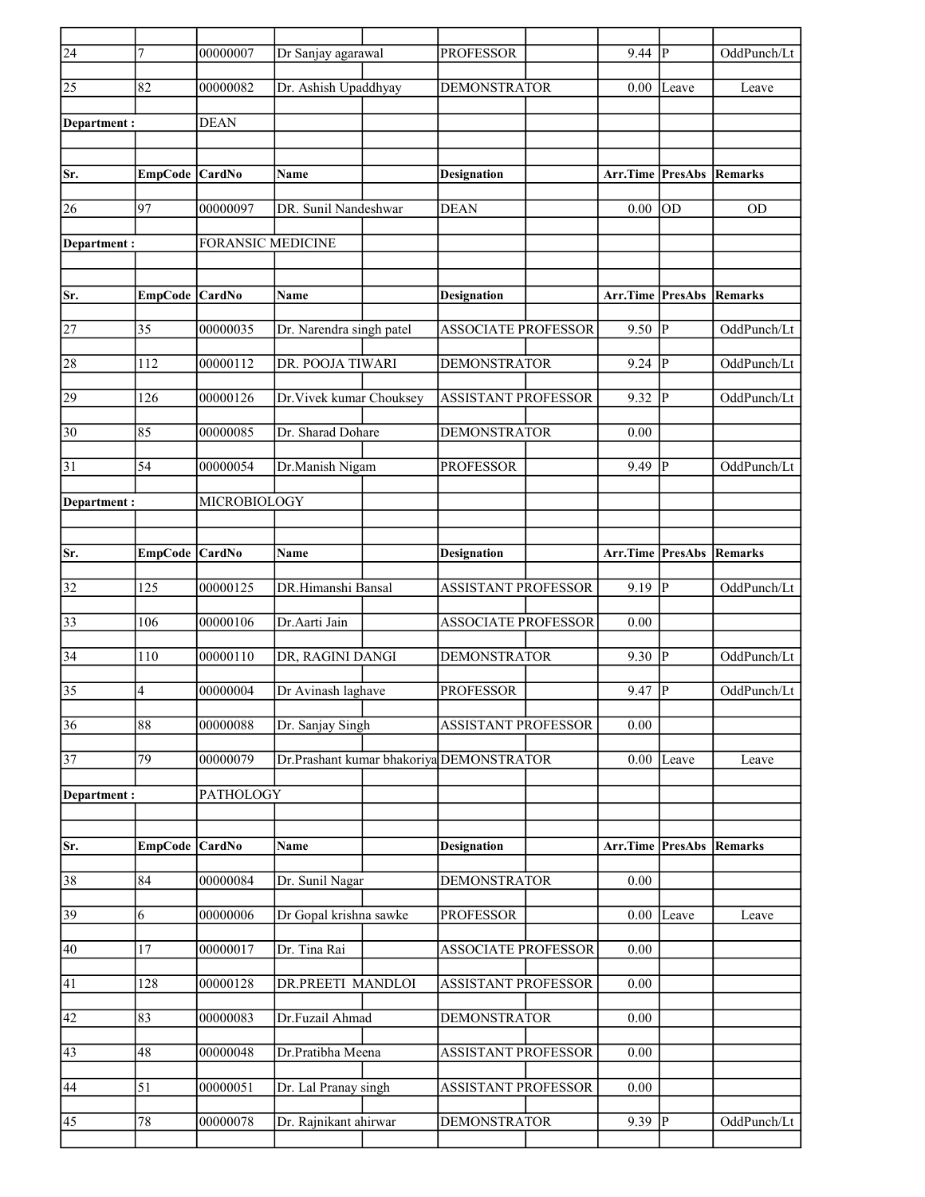| Sr. | EmpCode | CardNo | Name | Designation | Arr.Time | PresAbs | Remarks |
|---|---|---|---|---|---|---|---|
| 24 | 7 | 00000007 | Dr Sanjay agarawal | PROFESSOR | 9.44 | P | OddPunch/Lt |
| 25 | 82 | 00000082 | Dr. Ashish Upaddhyay | DEMONSTRATOR | 0.00 | Leave | Leave |

**Department :** DEAN

| Sr. | EmpCode | CardNo | Name | Designation | Arr.Time | PresAbs | Remarks |
|---|---|---|---|---|---|---|---|
| 26 | 97 | 00000097 | DR. Sunil Nandeshwar | DEAN | 0.00 | OD | OD |

**Department :** FORANSIC MEDICINE

| Sr. | EmpCode | CardNo | Name | Designation | Arr.Time | PresAbs | Remarks |
|---|---|---|---|---|---|---|---|
| 27 | 35 | 00000035 | Dr. Narendra singh patel | ASSOCIATE PROFESSOR | 9.50 | P | OddPunch/Lt |
| 28 | 112 | 00000112 | DR. POOJA TIWARI | DEMONSTRATOR | 9.24 | P | OddPunch/Lt |
| 29 | 126 | 00000126 | Dr.Vivek kumar Chouksey | ASSISTANT PROFESSOR | 9.32 | P | OddPunch/Lt |
| 30 | 85 | 00000085 | Dr. Sharad Dohare | DEMONSTRATOR | 0.00 | | |
| 31 | 54 | 00000054 | Dr.Manish Nigam | PROFESSOR | 9.49 | P | OddPunch/Lt |

**Department :** MICROBIOLOGY

| Sr. | EmpCode | CardNo | Name | Designation | Arr.Time | PresAbs | Remarks |
|---|---|---|---|---|---|---|---|
| 32 | 125 | 00000125 | DR.Himanshi Bansal | ASSISTANT PROFESSOR | 9.19 | P | OddPunch/Lt |
| 33 | 106 | 00000106 | Dr.Aarti Jain | ASSOCIATE PROFESSOR | 0.00 | | |
| 34 | 110 | 00000110 | DR, RAGINI DANGI | DEMONSTRATOR | 9.30 | P | OddPunch/Lt |
| 35 | 4 | 00000004 | Dr Avinash laghave | PROFESSOR | 9.47 | P | OddPunch/Lt |
| 36 | 88 | 00000088 | Dr. Sanjay Singh | ASSISTANT PROFESSOR | 0.00 | | |
| 37 | 79 | 00000079 | Dr.Prashant kumar bhakoriya | DEMONSTRATOR | 0.00 | Leave | Leave |

**Department :** PATHOLOGY

| Sr. | EmpCode | CardNo | Name | Designation | Arr.Time | PresAbs | Remarks |
|---|---|---|---|---|---|---|---|
| 38 | 84 | 00000084 | Dr. Sunil Nagar | DEMONSTRATOR | 0.00 | | |
| 39 | 6 | 00000006 | Dr Gopal krishna sawke | PROFESSOR | 0.00 | Leave | Leave |
| 40 | 17 | 00000017 | Dr. Tina Rai | ASSOCIATE PROFESSOR | 0.00 | | |
| 41 | 128 | 00000128 | DR.PREETI MANDLOI | ASSISTANT PROFESSOR | 0.00 | | |
| 42 | 83 | 00000083 | Dr.Fuzail Ahmad | DEMONSTRATOR | 0.00 | | |
| 43 | 48 | 00000048 | Dr.Pratibha Meena | ASSISTANT PROFESSOR | 0.00 | | |
| 44 | 51 | 00000051 | Dr. Lal Pranay singh | ASSISTANT PROFESSOR | 0.00 | | |
| 45 | 78 | 00000078 | Dr. Rajnikant ahirwar | DEMONSTRATOR | 9.39 | P | OddPunch/Lt |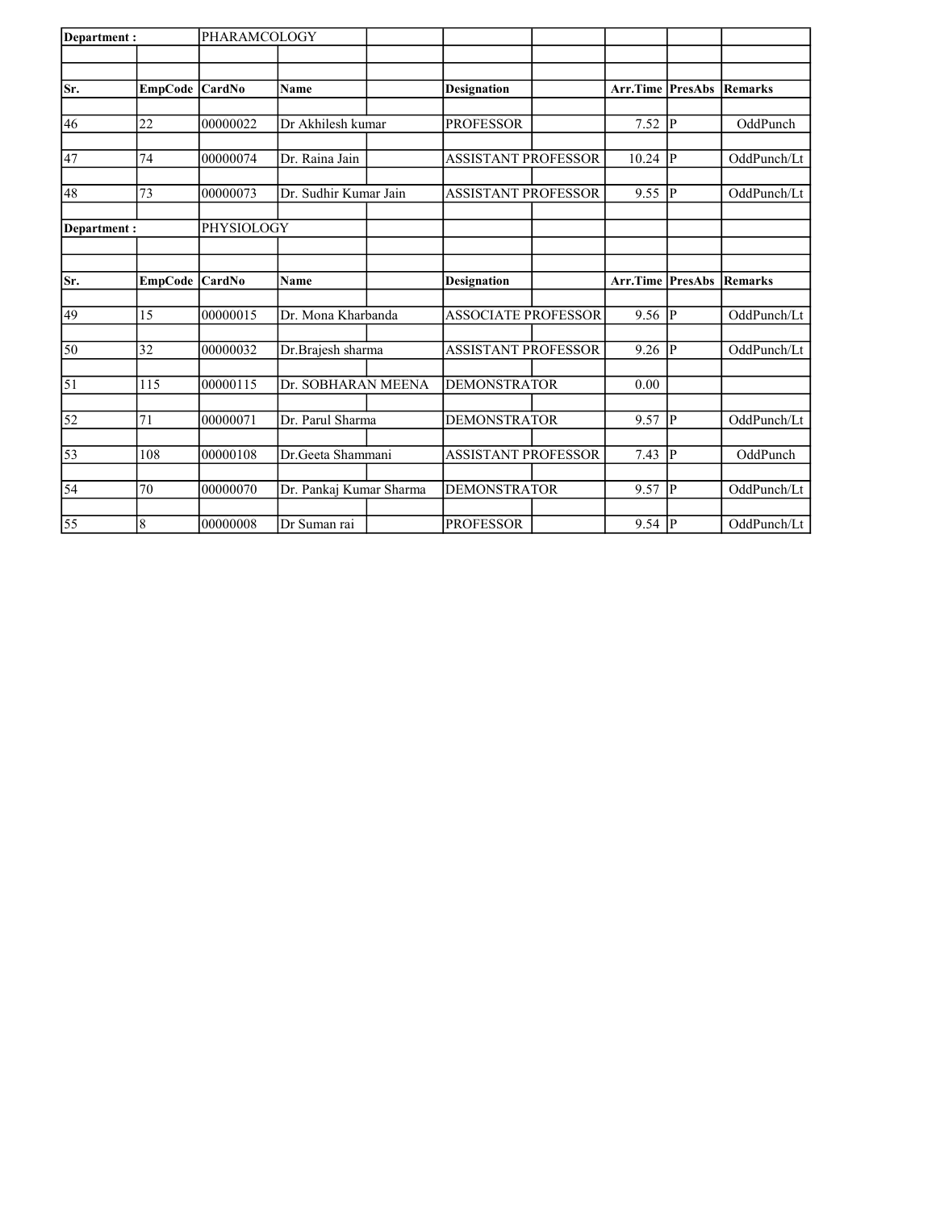| Department : | | PHARAMCOLOGY | | | | | |
|---|---|---|---|---|---|---|---|
| Sr. | EmpCode | CardNo | Name | Designation | Arr.Time | PresAbs | Remarks |
| 46 | 22 | 00000022 | Dr Akhilesh kumar | PROFESSOR | 7.52 | P | OddPunch |
| 47 | 74 | 00000074 | Dr. Raina Jain | ASSISTANT PROFESSOR | 10.24 | P | OddPunch/Lt |
| 48 | 73 | 00000073 | Dr. Sudhir Kumar Jain | ASSISTANT PROFESSOR | 9.55 | P | OddPunch/Lt |

| Department : | | PHYSIOLOGY | | | | | |
|---|---|---|---|---|---|---|---|
| Sr. | EmpCode | CardNo | Name | Designation | Arr.Time | PresAbs | Remarks |
| 49 | 15 | 00000015 | Dr. Mona Kharbanda | ASSOCIATE PROFESSOR | 9.56 | P | OddPunch/Lt |
| 50 | 32 | 00000032 | Dr.Brajesh sharma | ASSISTANT PROFESSOR | 9.26 | P | OddPunch/Lt |
| 51 | 115 | 00000115 | Dr. SOBHARAN MEENA | DEMONSTRATOR | 0.00 | | |
| 52 | 71 | 00000071 | Dr. Parul Sharma | DEMONSTRATOR | 9.57 | P | OddPunch/Lt |
| 53 | 108 | 00000108 | Dr.Geeta Shammani | ASSISTANT PROFESSOR | 7.43 | P | OddPunch |
| 54 | 70 | 00000070 | Dr. Pankaj Kumar Sharma | DEMONSTRATOR | 9.57 | P | OddPunch/Lt |
| 55 | 8 | 00000008 | Dr Suman rai | PROFESSOR | 9.54 | P | OddPunch/Lt |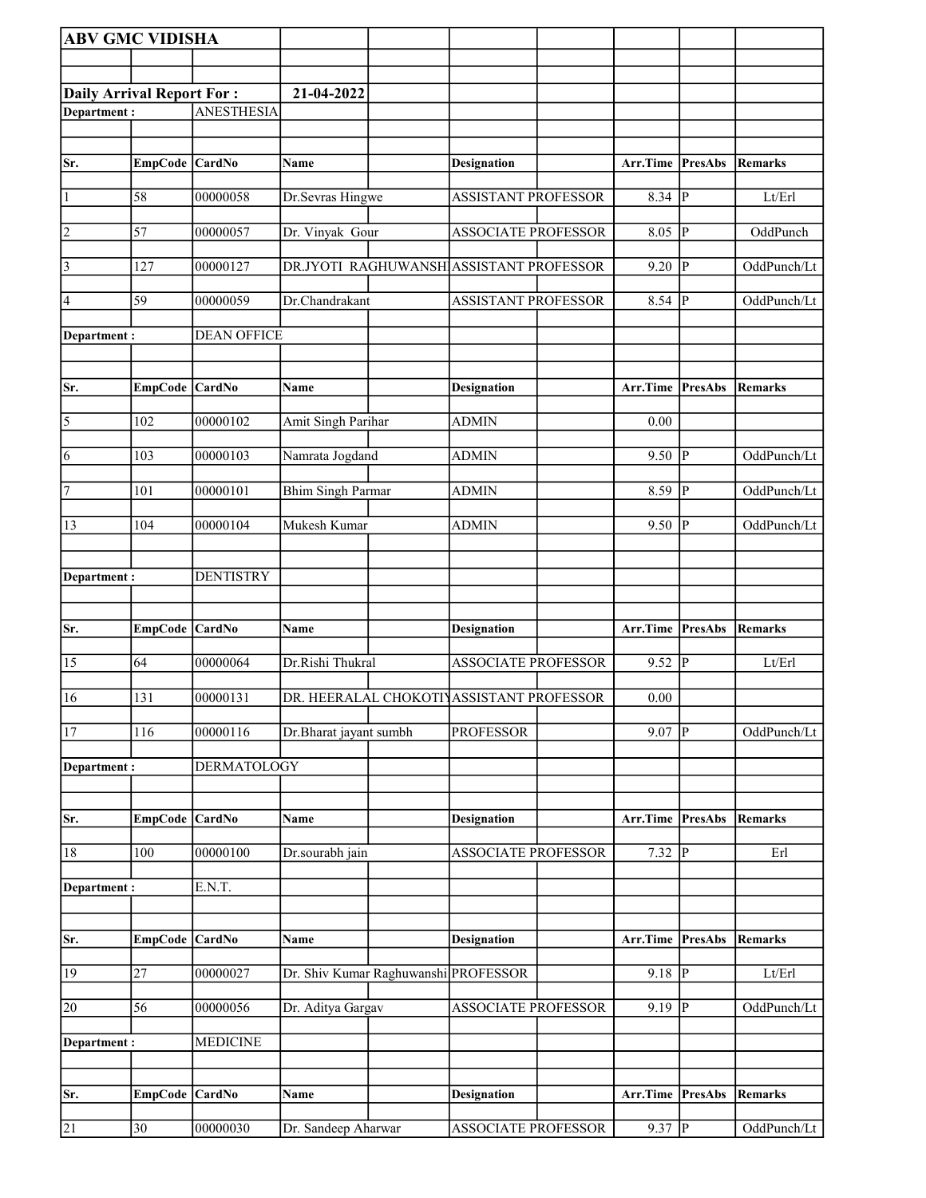**ABV GMC VIDISHA**

**Daily Arrival Report For :** **21-04-2022**

**Department :** ANESTHESIA

| Sr. | EmpCode | CardNo | Name | Designation | Arr.Time | PresAbs | Remarks |
|---|---|---|---|---|---|---|---|
| 1 | 58 | 00000058 | Dr.Sevras Hingwe | ASSISTANT PROFESSOR | 8.34 | P | Lt/Erl |
| 2 | 57 | 00000057 | Dr. Vinyak Gour | ASSOCIATE PROFESSOR | 8.05 | P | OddPunch |
| 3 | 127 | 00000127 | DR.JYOTI RAGHUWANSHI | ASSISTANT PROFESSOR | 9.20 | P | OddPunch/Lt |
| 4 | 59 | 00000059 | Dr.Chandrakant | ASSISTANT PROFESSOR | 8.54 | P | OddPunch/Lt |

**Department :** DEAN OFFICE

| Sr. | EmpCode | CardNo | Name | Designation | Arr.Time | PresAbs | Remarks |
|---|---|---|---|---|---|---|---|
| 5 | 102 | 00000102 | Amit Singh Parihar | ADMIN | 0.00 | | |
| 6 | 103 | 00000103 | Namrata Jogdand | ADMIN | 9.50 | P | OddPunch/Lt |
| 7 | 101 | 00000101 | Bhim Singh Parmar | ADMIN | 8.59 | P | OddPunch/Lt |
| 13 | 104 | 00000104 | Mukesh Kumar | ADMIN | 9.50 | P | OddPunch/Lt |

**Department :** DENTISTRY

| Sr. | EmpCode | CardNo | Name | Designation | Arr.Time | PresAbs | Remarks |
|---|---|---|---|---|---|---|---|
| 15 | 64 | 00000064 | Dr.Rishi Thukral | ASSOCIATE PROFESSOR | 9.52 | P | Lt/Erl |
| 16 | 131 | 00000131 | DR. HEERALAL CHOKOTIY | ASSISTANT PROFESSOR | 0.00 | | |
| 17 | 116 | 00000116 | Dr.Bharat jayant sumbh | PROFESSOR | 9.07 | P | OddPunch/Lt |

**Department :** DERMATOLOGY

| Sr. | EmpCode | CardNo | Name | Designation | Arr.Time | PresAbs | Remarks |
|---|---|---|---|---|---|---|---|
| 18 | 100 | 00000100 | Dr.sourabh jain | ASSOCIATE PROFESSOR | 7.32 | P | Erl |

**Department :** E.N.T.

| Sr. | EmpCode | CardNo | Name | Designation | Arr.Time | PresAbs | Remarks |
|---|---|---|---|---|---|---|---|
| 19 | 27 | 00000027 | Dr. Shiv Kumar Raghuwanshi | PROFESSOR | 9.18 | P | Lt/Erl |
| 20 | 56 | 00000056 | Dr. Aditya Gargav | ASSOCIATE PROFESSOR | 9.19 | P | OddPunch/Lt |

**Department :** MEDICINE

| Sr. | EmpCode | CardNo | Name | Designation | Arr.Time | PresAbs | Remarks |
|---|---|---|---|---|---|---|---|
| 21 | 30 | 00000030 | Dr. Sandeep Aharwar | ASSOCIATE PROFESSOR | 9.37 | P | OddPunch/Lt |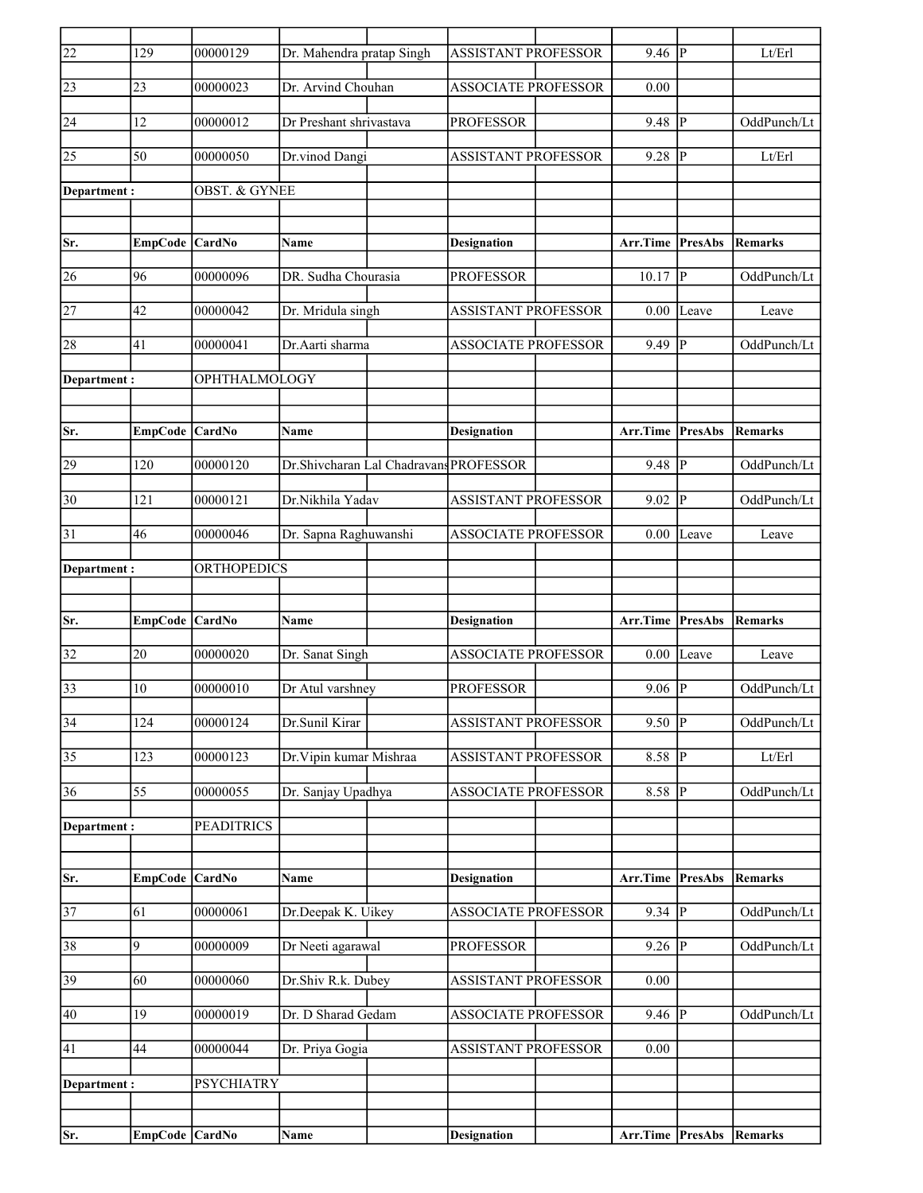| Sr. | EmpCode | CardNo | Name | Designation | Arr.Time | PresAbs | Remarks |
|---|---|---|---|---|---|---|---|
| 22 | 129 | 00000129 | Dr. Mahendra pratap Singh | ASSISTANT PROFESSOR | 9.46 | P | Lt/Erl |
| 23 | 23 | 00000023 | Dr. Arvind Chouhan | ASSOCIATE PROFESSOR | 0.00 | | |
| 24 | 12 | 00000012 | Dr Preshant shrivastava | PROFESSOR | 9.48 | P | OddPunch/Lt |
| 25 | 50 | 00000050 | Dr.vinod Dangi | ASSISTANT PROFESSOR | 9.28 | P | Lt/Erl |
| **Department :** | | OBST. & GYNEE | | | | | |
| **Sr.** | **EmpCode** | **CardNo** | **Name** | **Designation** | **Arr.Time** | **PresAbs** | **Remarks** |
| 26 | 96 | 00000096 | DR. Sudha Chourasia | PROFESSOR | 10.17 | P | OddPunch/Lt |
| 27 | 42 | 00000042 | Dr. Mridula singh | ASSISTANT PROFESSOR | 0.00 | Leave | Leave |
| 28 | 41 | 00000041 | Dr.Aarti sharma | ASSOCIATE PROFESSOR | 9.49 | P | OddPunch/Lt |
| **Department :** | | OPHTHALMOLOGY | | | | | |
| **Sr.** | **EmpCode** | **CardNo** | **Name** | **Designation** | **Arr.Time** | **PresAbs** | **Remarks** |
| 29 | 120 | 00000120 | Dr.Shivcharan Lal Chadravans | PROFESSOR | 9.48 | P | OddPunch/Lt |
| 30 | 121 | 00000121 | Dr.Nikhila Yadav | ASSISTANT PROFESSOR | 9.02 | P | OddPunch/Lt |
| 31 | 46 | 00000046 | Dr. Sapna Raghuwanshi | ASSOCIATE PROFESSOR | 0.00 | Leave | Leave |
| **Department :** | | ORTHOPEDICS | | | | | |
| **Sr.** | **EmpCode** | **CardNo** | **Name** | **Designation** | **Arr.Time** | **PresAbs** | **Remarks** |
| 32 | 20 | 00000020 | Dr. Sanat Singh | ASSOCIATE PROFESSOR | 0.00 | Leave | Leave |
| 33 | 10 | 00000010 | Dr Atul varshney | PROFESSOR | 9.06 | P | OddPunch/Lt |
| 34 | 124 | 00000124 | Dr.Sunil Kirar | ASSISTANT PROFESSOR | 9.50 | P | OddPunch/Lt |
| 35 | 123 | 00000123 | Dr.Vipin kumar Mishraa | ASSISTANT PROFESSOR | 8.58 | P | Lt/Erl |
| 36 | 55 | 00000055 | Dr. Sanjay Upadhya | ASSOCIATE PROFESSOR | 8.58 | P | OddPunch/Lt |
| **Department :** | | PEADITRICS | | | | | |
| **Sr.** | **EmpCode** | **CardNo** | **Name** | **Designation** | **Arr.Time** | **PresAbs** | **Remarks** |
| 37 | 61 | 00000061 | Dr.Deepak K. Uikey | ASSOCIATE PROFESSOR | 9.34 | P | OddPunch/Lt |
| 38 | 9 | 00000009 | Dr Neeti agarawal | PROFESSOR | 9.26 | P | OddPunch/Lt |
| 39 | 60 | 00000060 | Dr.Shiv R.k. Dubey | ASSISTANT PROFESSOR | 0.00 | | |
| 40 | 19 | 00000019 | Dr. D Sharad Gedam | ASSOCIATE PROFESSOR | 9.46 | P | OddPunch/Lt |
| 41 | 44 | 00000044 | Dr. Priya Gogia | ASSISTANT PROFESSOR | 0.00 | | |
| **Department :** | | PSYCHIATRY | | | | | |
| **Sr.** | **EmpCode** | **CardNo** | **Name** | **Designation** | **Arr.Time** | **PresAbs** | **Remarks** |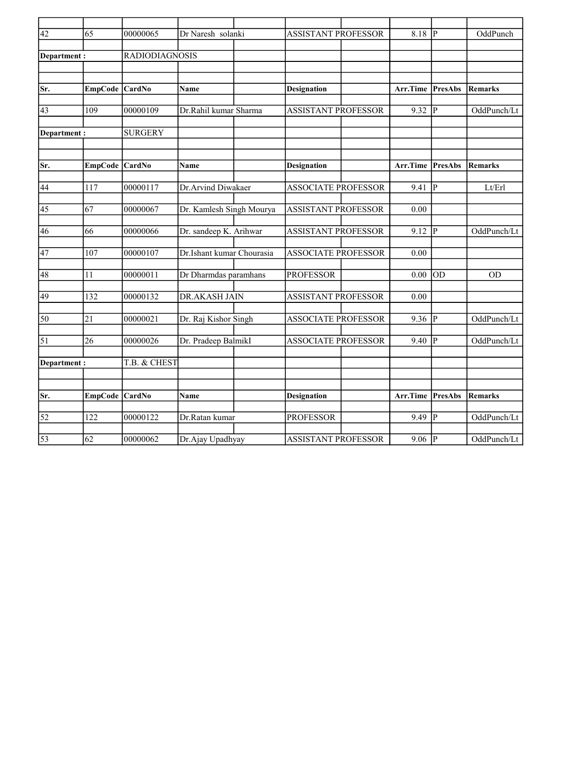| Sr. | EmpCode | CardNo | Name | Designation | Arr.Time | PresAbs | Remarks |
|---|---|---|---|---|---|---|---|
| 42 | 65 | 00000065 | Dr Naresh solanki | ASSISTANT PROFESSOR | 8.18 | P | OddPunch |
| Department : | | RADIODIAGNOSIS | | | | | |
| Sr. | EmpCode | CardNo | Name | Designation | Arr.Time | PresAbs | Remarks |
| 43 | 109 | 00000109 | Dr.Rahil kumar Sharma | ASSISTANT PROFESSOR | 9.32 | P | OddPunch/Lt |
| Department : | | SURGERY | | | | | |
| Sr. | EmpCode | CardNo | Name | Designation | Arr.Time | PresAbs | Remarks |
| 44 | 117 | 00000117 | Dr.Arvind Diwakaer | ASSOCIATE PROFESSOR | 9.41 | P | Lt/Erl |
| 45 | 67 | 00000067 | Dr. Kamlesh Singh Mourya | ASSISTANT PROFESSOR | 0.00 | | |
| 46 | 66 | 00000066 | Dr. sandeep K. Arihwar | ASSISTANT PROFESSOR | 9.12 | P | OddPunch/Lt |
| 47 | 107 | 00000107 | Dr.Ishant kumar Chourasia | ASSOCIATE PROFESSOR | 0.00 | | |
| 48 | 11 | 00000011 | Dr Dharmdas paramhans | PROFESSOR | 0.00 | OD | OD |
| 49 | 132 | 00000132 | DR.AKASH JAIN | ASSISTANT PROFESSOR | 0.00 | | |
| 50 | 21 | 00000021 | Dr. Raj Kishor Singh | ASSOCIATE PROFESSOR | 9.36 | P | OddPunch/Lt |
| 51 | 26 | 00000026 | Dr. Pradeep BalmikI | ASSOCIATE PROFESSOR | 9.40 | P | OddPunch/Lt |
| Department : | | T.B. & CHEST | | | | | |
| Sr. | EmpCode | CardNo | Name | Designation | Arr.Time | PresAbs | Remarks |
| 52 | 122 | 00000122 | Dr.Ratan kumar | PROFESSOR | 9.49 | P | OddPunch/Lt |
| 53 | 62 | 00000062 | Dr.Ajay Upadhyay | ASSISTANT PROFESSOR | 9.06 | P | OddPunch/Lt |